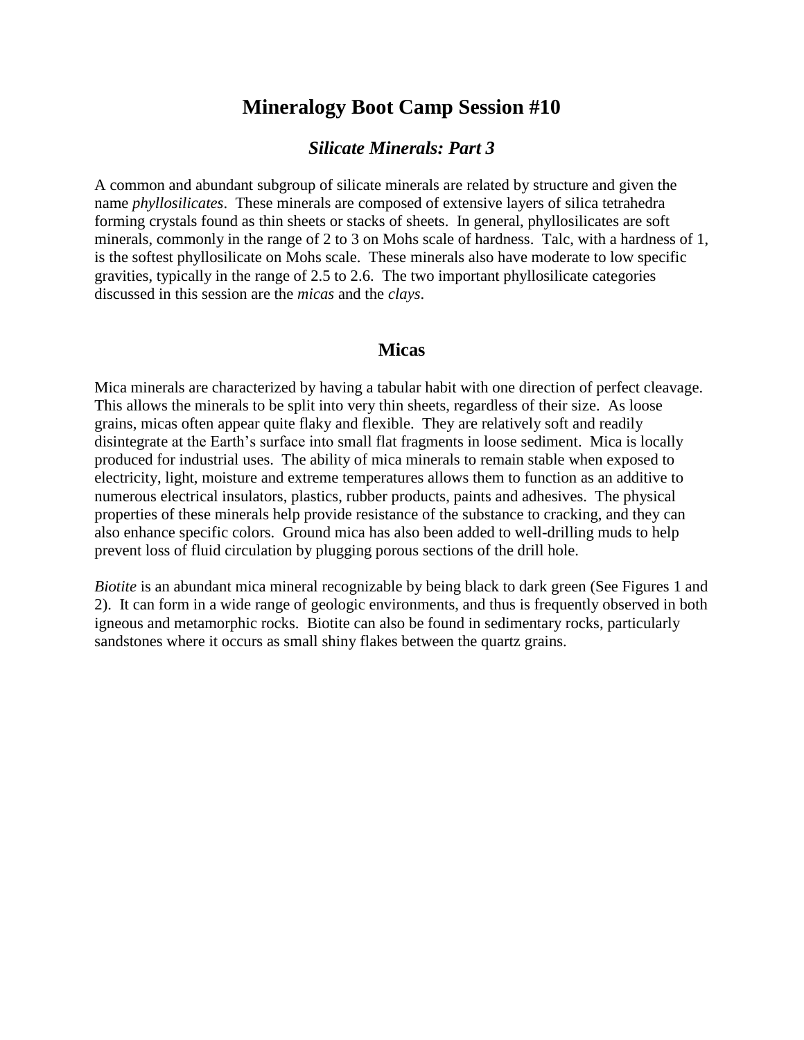# Mineralogy Boot Camp Session #10

## *Silicate Minerals: Part 3*

A common and abundant subgroup of silicate minerals are related by structure and given the name *phyllosilicates*. These minerals are composed of extensive layers of silica tetrahedra forming crystals found as thin sheets or stacks of sheets. In general, phyllosilicates are soft minerals, commonly in the range of 2 to 3 on Mohs scale of hardness. Talc, with a hardness of 1, is the softest phyllosilicate on Mohs scale. These minerals also have moderate to low specific gravities, typically in the range of 2.5 to 2.6. The two important phyllosilicate categories discussed in this session are the *micas* and the *clays*.

## Micas

Mica minerals are characterized by having a tabular habit with one direction of perfect cleavage. This allows the minerals to be split into very thin sheets, regardless of their size. As loose grains, micas often appear quite flaky and flexible. They are relatively soft and readily disintegrate at the Earth's surface into small flat fragments in loose sediment. Mica is locally produced for industrial uses. The ability of mica minerals to remain stable when exposed to electricity, light, moisture and extreme temperatures allows them to function as an additive to numerous electrical insulators, plastics, rubber products, paints and adhesives. The physical properties of these minerals help provide resistance of the substance to cracking, and they can also enhance specific colors. Ground mica has also been added to well-drilling muds to help prevent loss of fluid circulation by plugging porous sections of the drill hole.

*Biotite* is an abundant mica mineral recognizable by being black to dark green (See Figures 1 and 2). It can form in a wide range of geologic environments, and thus is frequently observed in both igneous and metamorphic rocks. Biotite can also be found in sedimentary rocks, particularly sandstones where it occurs as small shiny flakes between the quartz grains.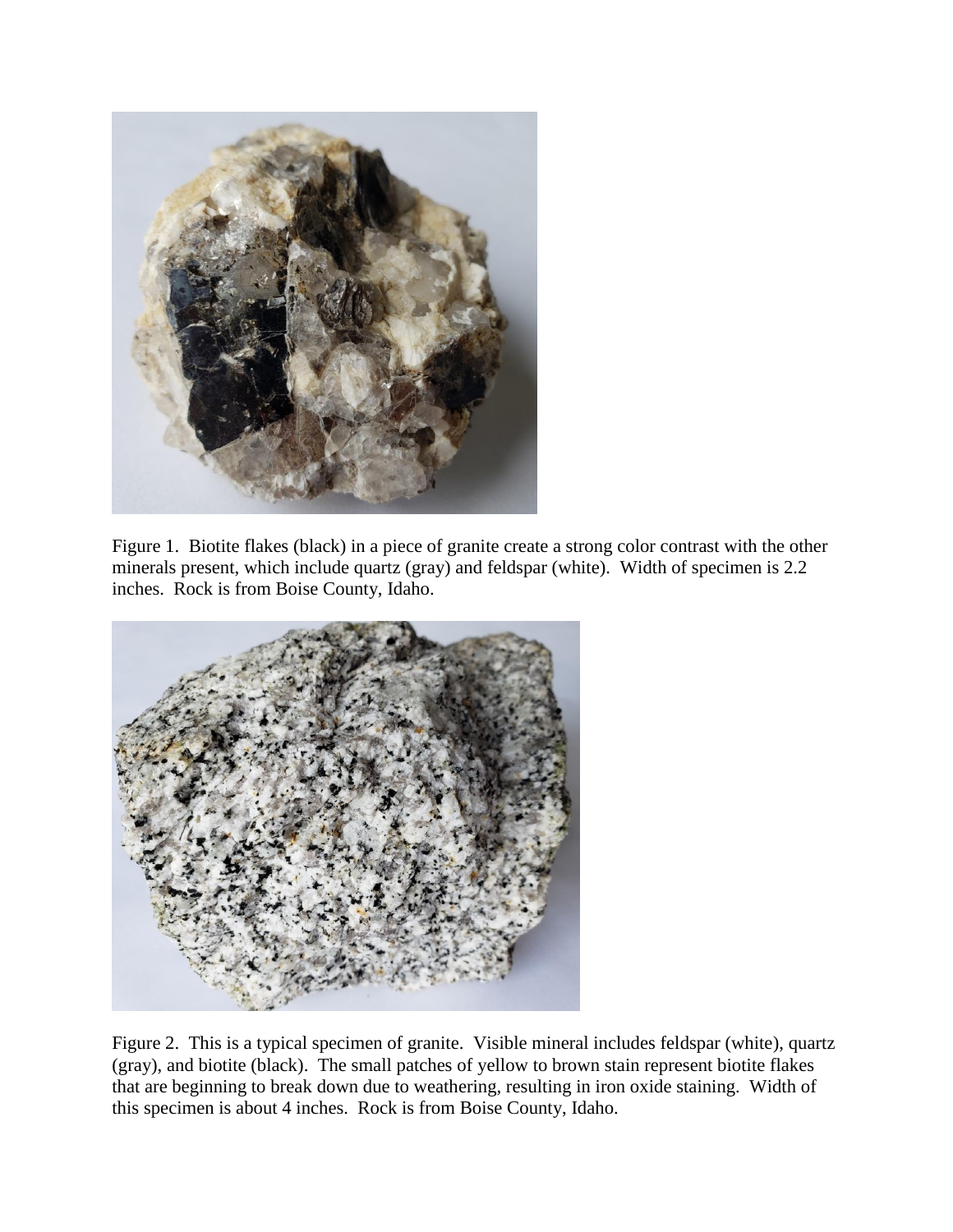Figure 1. Biotite flakes (black) in a piece of granite create a strong color contrast with the other minerals present, which include quartz (gray) and feldspar (white). Width of specimen is 2.2 inches. Rock is from Boise County, Idaho.

Figure 2. This is a typical specimen of granite. Visible mineral includes feldspar (white), quartz (gray), and biotite (black). The small patches of yellow to brown stain represent biotite flakes that are beginning to break down due to weathering, resulting in iron oxide staining. Width of this specimen is about 4 inches. Rock is from Boise County, Idaho.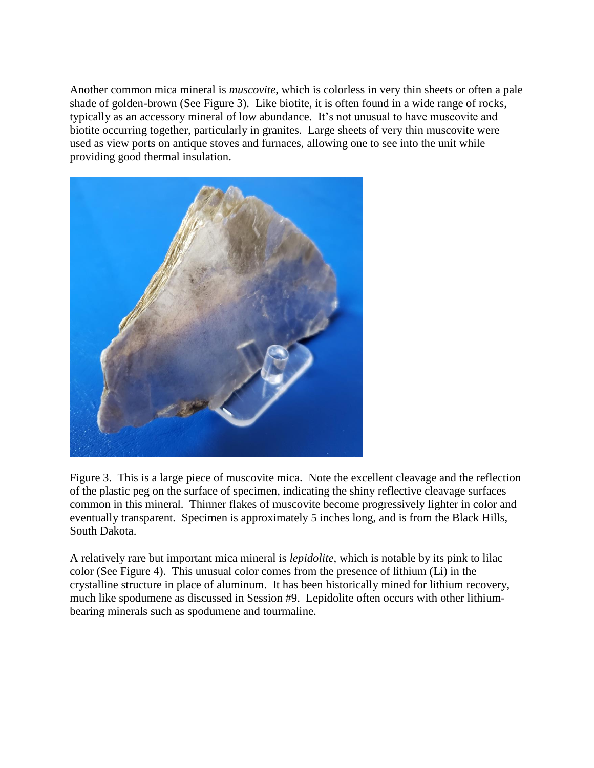Another common mica mineral is *muscovite*, which is colorless in very thin sheets or often a pale shade of golden-brown (See Figure 3). Like biotite, it is often found in a wide range of rocks, typically as an accessory mineral of low abundance. It's not unusual to have muscovite and biotite occurring together, particularly in granites. Large sheets of very thin muscovite were used as view ports on antique stoves and furnaces, allowing one to see into the unit while providing good thermal insulation.

Figure 3. This is a large piece of muscovite mica. Note the excellent cleavage and the reflection of the plastic peg on the surface of specimen, indicating the shiny reflective cleavage surfaces common in this mineral. Thinner flakes of muscovite become progressively lighter in color and eventually transparent. Specimen is approximately 5 inches long, and is from the Black Hills, South Dakota.

A relatively rare but important mica mineral is *lepidolite*, which is notable by its pink to lilac color (See Figure 4). This unusual color comes from the presence of lithium (Li) in the crystalline structure in place of aluminum. It has been historically mined for lithium recovery, much like spodumene as discussed in Session #9. Lepidolite often occurs with other lithium-bearing minerals such as spodumene and tourmaline.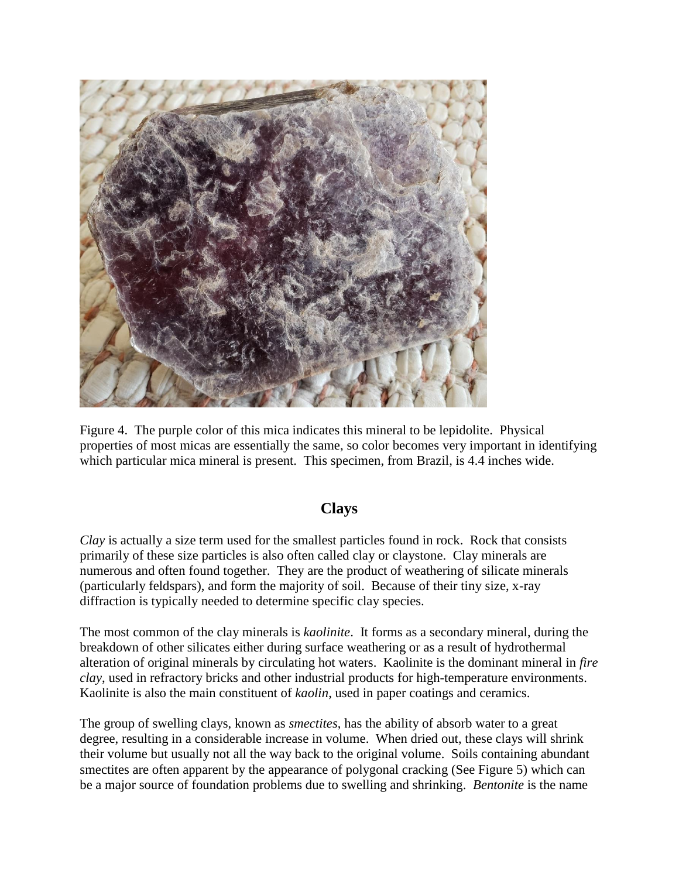Figure 4. The purple color of this mica indicates this mineral to be lepidolite. Physical properties of most micas are essentially the same, so color becomes very important in identifying which particular mica mineral is present. This specimen, from Brazil, is 4.4 inches wide.

## Clays

*Clay* is actually a size term used for the smallest particles found in rock. Rock that consists primarily of these size particles is also often called clay or claystone. Clay minerals are numerous and often found together. They are the product of weathering of silicate minerals (particularly feldspars), and form the majority of soil. Because of their tiny size, x-ray diffraction is typically needed to determine specific clay species.

The most common of the clay minerals is *kaolinite*. It forms as a secondary mineral, during the breakdown of other silicates either during surface weathering or as a result of hydrothermal alteration of original minerals by circulating hot waters. Kaolinite is the dominant mineral in *fire clay*, used in refractory bricks and other industrial products for high-temperature environments. Kaolinite is also the main constituent of *kaolin*, used in paper coatings and ceramics.

The group of swelling clays, known as *smectites*, has the ability of absorb water to a great degree, resulting in a considerable increase in volume. When dried out, these clays will shrink their volume but usually not all the way back to the original volume. Soils containing abundant smectites are often apparent by the appearance of polygonal cracking (See Figure 5) which can be a major source of foundation problems due to swelling and shrinking. *Bentonite* is the name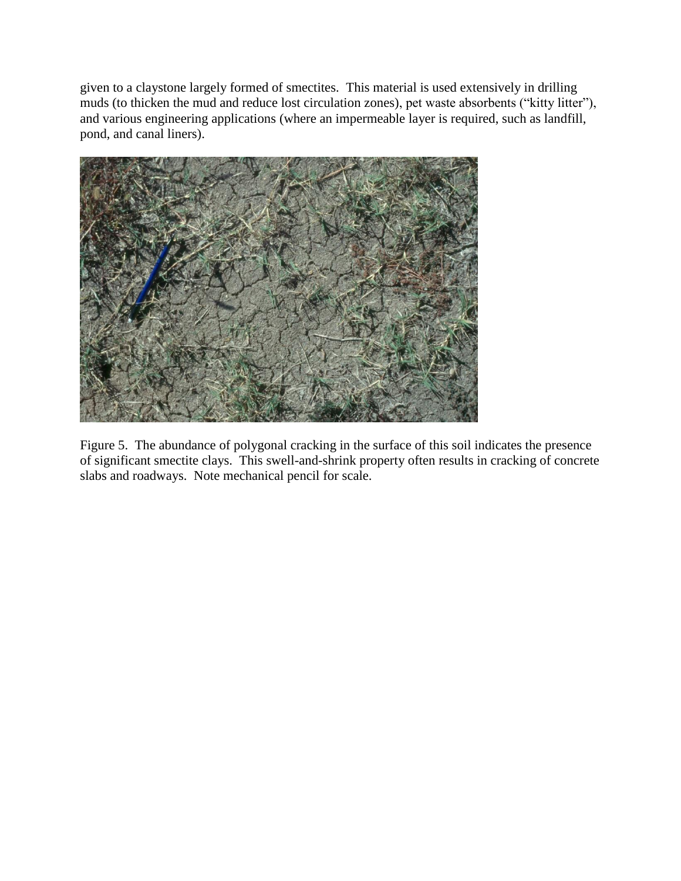given to a claystone largely formed of smectites. This material is used extensively in drilling muds (to thicken the mud and reduce lost circulation zones), pet waste absorbents ("kitty litter"), and various engineering applications (where an impermeable layer is required, such as landfill, pond, and canal liners).

Figure 5. The abundance of polygonal cracking in the surface of this soil indicates the presence of significant smectite clays. This swell-and-shrink property often results in cracking of concrete slabs and roadways. Note mechanical pencil for scale.